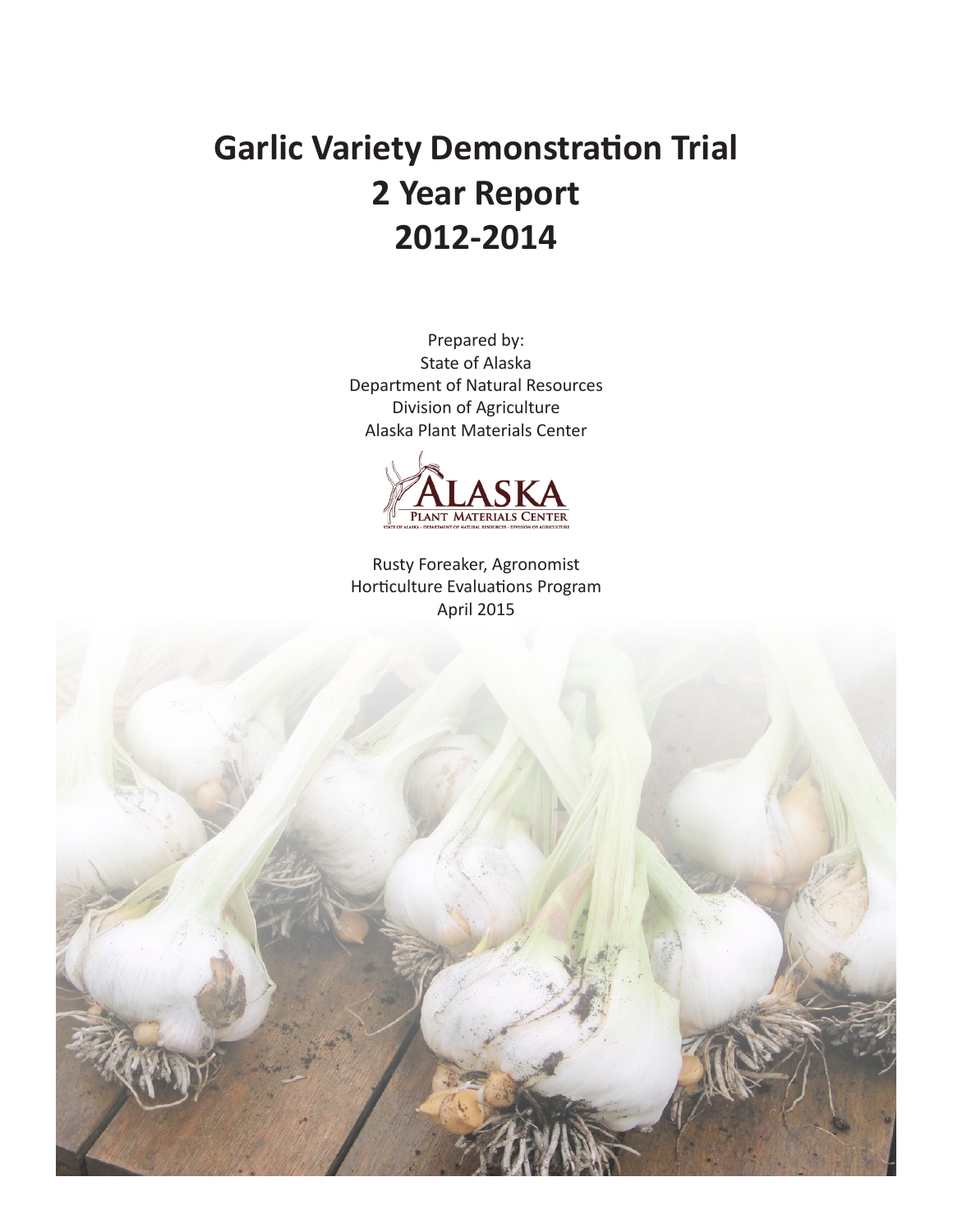# Garlic Variety Demonstration Trial
# 2 Year Report
# 2012-2014

Prepared by:
State of Alaska
Department of Natural Resources
Division of Agriculture
Alaska Plant Materials Center

ALASKA
PLANT MATERIALS CENTER
STATE OF ALASKA - DEPARTMENT OF NATURAL RESOURCES - DIVISION OF AGRICULTURE

Rusty Foreaker, Agronomist
Horticulture Evaluations Program
April 2015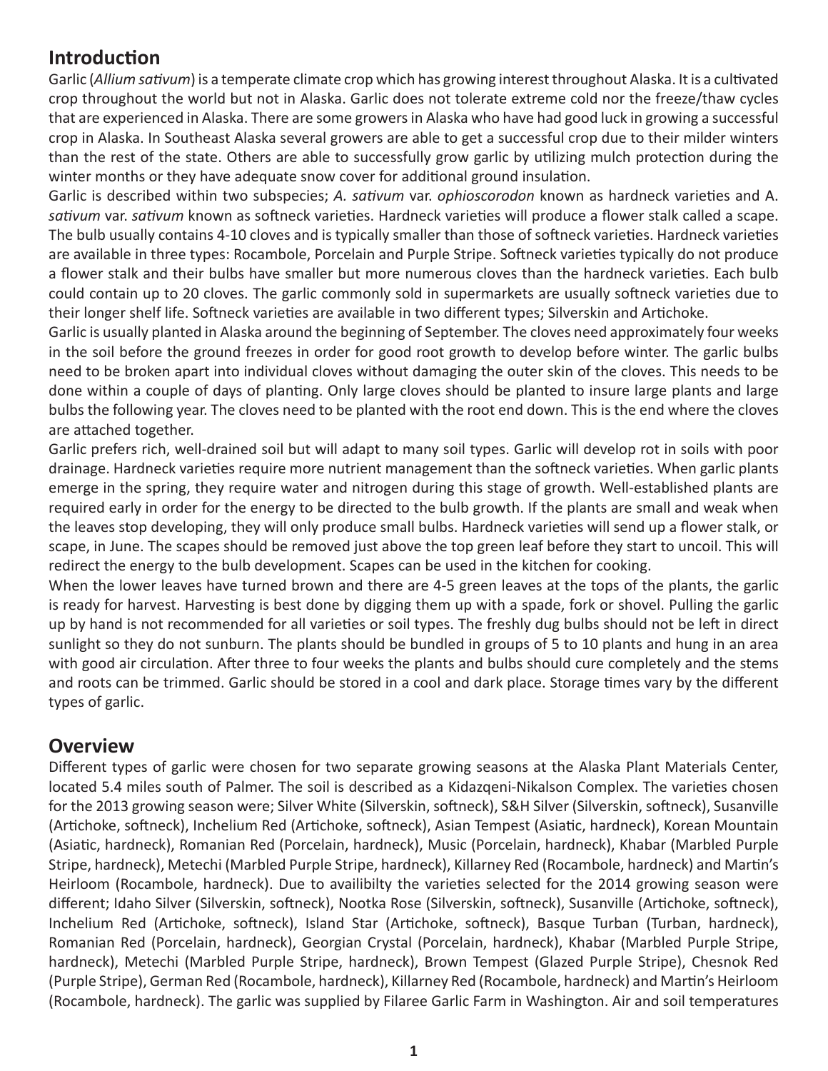## Introduction

Garlic (*Allium sativum*) is a temperate climate crop which has growing interest throughout Alaska. It is a cultivated crop throughout the world but not in Alaska. Garlic does not tolerate extreme cold nor the freeze/thaw cycles that are experienced in Alaska. There are some growers in Alaska who have had good luck in growing a successful crop in Alaska. In Southeast Alaska several growers are able to get a successful crop due to their milder winters than the rest of the state. Others are able to successfully grow garlic by utilizing mulch protection during the winter months or they have adequate snow cover for additional ground insulation.

Garlic is described within two subspecies; *A. sativum* var. *ophioscorodon* known as hardneck varieties and A. *sativum* var. *sativum* known as softneck varieties. Hardneck varieties will produce a flower stalk called a scape. The bulb usually contains 4-10 cloves and is typically smaller than those of softneck varieties. Hardneck varieties are available in three types: Rocambole, Porcelain and Purple Stripe. Softneck varieties typically do not produce a flower stalk and their bulbs have smaller but more numerous cloves than the hardneck varieties. Each bulb could contain up to 20 cloves. The garlic commonly sold in supermarkets are usually softneck varieties due to their longer shelf life. Softneck varieties are available in two different types; Silverskin and Artichoke.

Garlic is usually planted in Alaska around the beginning of September. The cloves need approximately four weeks in the soil before the ground freezes in order for good root growth to develop before winter. The garlic bulbs need to be broken apart into individual cloves without damaging the outer skin of the cloves. This needs to be done within a couple of days of planting. Only large cloves should be planted to insure large plants and large bulbs the following year. The cloves need to be planted with the root end down. This is the end where the cloves are attached together.

Garlic prefers rich, well-drained soil but will adapt to many soil types. Garlic will develop rot in soils with poor drainage. Hardneck varieties require more nutrient management than the softneck varieties. When garlic plants emerge in the spring, they require water and nitrogen during this stage of growth. Well-established plants are required early in order for the energy to be directed to the bulb growth. If the plants are small and weak when the leaves stop developing, they will only produce small bulbs. Hardneck varieties will send up a flower stalk, or scape, in June. The scapes should be removed just above the top green leaf before they start to uncoil. This will redirect the energy to the bulb development. Scapes can be used in the kitchen for cooking.

When the lower leaves have turned brown and there are 4-5 green leaves at the tops of the plants, the garlic is ready for harvest. Harvesting is best done by digging them up with a spade, fork or shovel. Pulling the garlic up by hand is not recommended for all varieties or soil types. The freshly dug bulbs should not be left in direct sunlight so they do not sunburn. The plants should be bundled in groups of 5 to 10 plants and hung in an area with good air circulation. After three to four weeks the plants and bulbs should cure completely and the stems and roots can be trimmed. Garlic should be stored in a cool and dark place. Storage times vary by the different types of garlic.

## Overview

Different types of garlic were chosen for two separate growing seasons at the Alaska Plant Materials Center, located 5.4 miles south of Palmer. The soil is described as a Kidazqeni-Nikalson Complex. The varieties chosen for the 2013 growing season were; Silver White (Silverskin, softneck), S&H Silver (Silverskin, softneck), Susanville (Artichoke, softneck), Inchelium Red (Artichoke, softneck), Asian Tempest (Asiatic, hardneck), Korean Mountain (Asiatic, hardneck), Romanian Red (Porcelain, hardneck), Music (Porcelain, hardneck), Khabar (Marbled Purple Stripe, hardneck), Metechi (Marbled Purple Stripe, hardneck), Killarney Red (Rocambole, hardneck) and Martin's Heirloom (Rocambole, hardneck). Due to availibilty the varieties selected for the 2014 growing season were different; Idaho Silver (Silverskin, softneck), Nootka Rose (Silverskin, softneck), Susanville (Artichoke, softneck), Inchelium Red (Artichoke, softneck), Island Star (Artichoke, softneck), Basque Turban (Turban, hardneck), Romanian Red (Porcelain, hardneck), Georgian Crystal (Porcelain, hardneck), Khabar (Marbled Purple Stripe, hardneck), Metechi (Marbled Purple Stripe, hardneck), Brown Tempest (Glazed Purple Stripe), Chesnok Red (Purple Stripe), German Red (Rocambole, hardneck), Killarney Red (Rocambole, hardneck) and Martin's Heirloom (Rocambole, hardneck). The garlic was supplied by Filaree Garlic Farm in Washington. Air and soil temperatures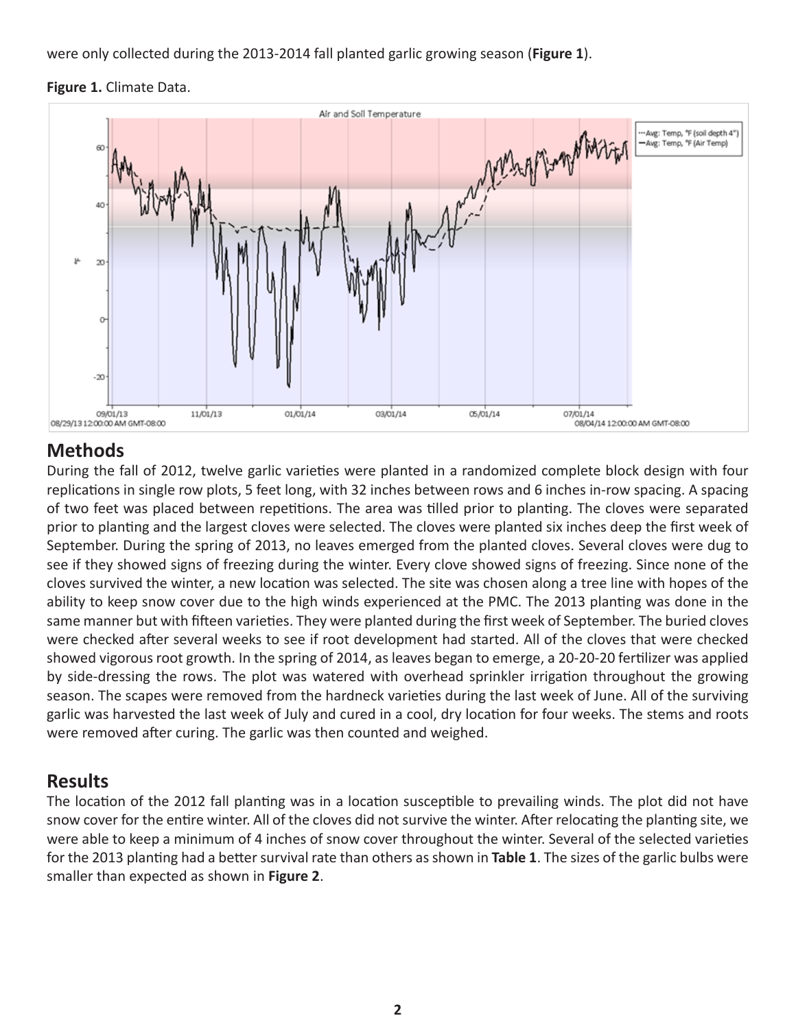were only collected during the 2013-2014 fall planted garlic growing season (**Figure 1**).

**Figure 1.** Climate Data.

## Methods

During the fall of 2012, twelve garlic varieties were planted in a randomized complete block design with four replications in single row plots, 5 feet long, with 32 inches between rows and 6 inches in-row spacing. A spacing of two feet was placed between repetitions. The area was tilled prior to planting. The cloves were separated prior to planting and the largest cloves were selected. The cloves were planted six inches deep the first week of September. During the spring of 2013, no leaves emerged from the planted cloves. Several cloves were dug to see if they showed signs of freezing during the winter. Every clove showed signs of freezing. Since none of the cloves survived the winter, a new location was selected. The site was chosen along a tree line with hopes of the ability to keep snow cover due to the high winds experienced at the PMC. The 2013 planting was done in the same manner but with fifteen varieties. They were planted during the first week of September. The buried cloves were checked after several weeks to see if root development had started. All of the cloves that were checked showed vigorous root growth. In the spring of 2014, as leaves began to emerge, a 20-20-20 fertilizer was applied by side-dressing the rows. The plot was watered with overhead sprinkler irrigation throughout the growing season. The scapes were removed from the hardneck varieties during the last week of June. All of the surviving garlic was harvested the last week of July and cured in a cool, dry location for four weeks. The stems and roots were removed after curing. The garlic was then counted and weighed.

## Results

The location of the 2012 fall planting was in a location susceptible to prevailing winds. The plot did not have snow cover for the entire winter. All of the cloves did not survive the winter. After relocating the planting site, we were able to keep a minimum of 4 inches of snow cover throughout the winter. Several of the selected varieties for the 2013 planting had a better survival rate than others as shown in **Table 1**. The sizes of the garlic bulbs were smaller than expected as shown in **Figure 2**.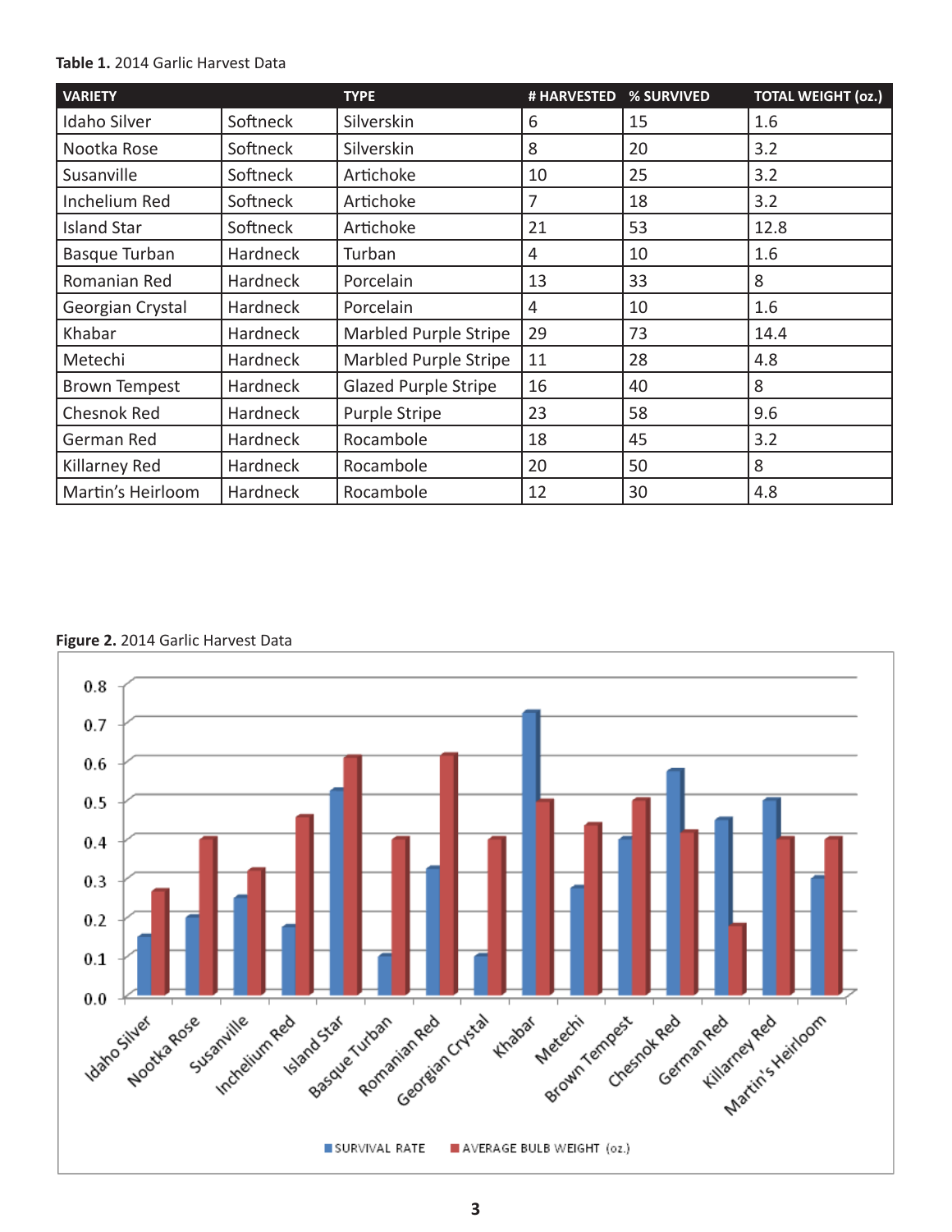**Table 1.** 2014 Garlic Harvest Data

| VARIETY | | TYPE | # HARVESTED | % SURVIVED | TOTAL WEIGHT (oz.) |
|---|---|---|---|---|---|
| Idaho Silver | Softneck | Silverskin | 6 | 15 | 1.6 |
| Nootka Rose | Softneck | Silverskin | 8 | 20 | 3.2 |
| Susanville | Softneck | Artichoke | 10 | 25 | 3.2 |
| Inchelium Red | Softneck | Artichoke | 7 | 18 | 3.2 |
| Island Star | Softneck | Artichoke | 21 | 53 | 12.8 |
| Basque Turban | Hardneck | Turban | 4 | 10 | 1.6 |
| Romanian Red | Hardneck | Porcelain | 13 | 33 | 8 |
| Georgian Crystal | Hardneck | Porcelain | 4 | 10 | 1.6 |
| Khabar | Hardneck | Marbled Purple Stripe | 29 | 73 | 14.4 |
| Metechi | Hardneck | Marbled Purple Stripe | 11 | 28 | 4.8 |
| Brown Tempest | Hardneck | Glazed Purple Stripe | 16 | 40 | 8 |
| Chesnok Red | Hardneck | Purple Stripe | 23 | 58 | 9.6 |
| German Red | Hardneck | Rocambole | 18 | 45 | 3.2 |
| Killarney Red | Hardneck | Rocambole | 20 | 50 | 8 |
| Martin's Heirloom | Hardneck | Rocambole | 12 | 30 | 4.8 |

**Figure 2.** 2014 Garlic Harvest Data

| Variety | SURVIVAL RATE | AVERAGE BULB WEIGHT (oz.) |
|---|---|---|
| Idaho Silver | 0.15 | 0.27 |
| Nootka Rose | 0.20 | 0.40 |
| Susanville | 0.25 | 0.32 |
| Inchelium Red | 0.18 | 0.46 |
| Island Star | 0.53 | 0.61 |
| Basque Turban | 0.10 | 0.40 |
| Romanian Red | 0.33 | 0.62 |
| Georgian Crystal | 0.10 | 0.40 |
| Khabar | 0.73 | 0.50 |
| Metechi | 0.28 | 0.44 |
| Brown Tempest | 0.40 | 0.50 |
| Chesnok Red | 0.58 | 0.42 |
| German Red | 0.45 | 0.18 |
| Killarney Red | 0.50 | 0.40 |
| Martin's Heirloom | 0.30 | 0.40 |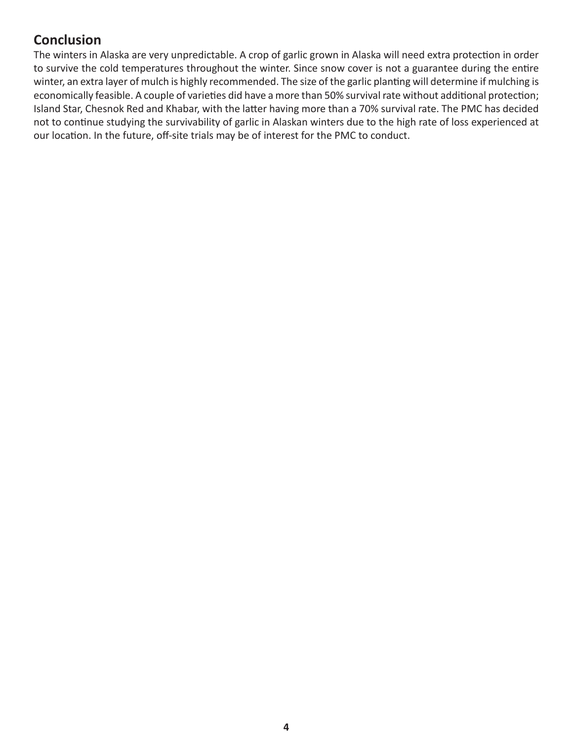## Conclusion

The winters in Alaska are very unpredictable. A crop of garlic grown in Alaska will need extra protection in order to survive the cold temperatures throughout the winter. Since snow cover is not a guarantee during the entire winter, an extra layer of mulch is highly recommended. The size of the garlic planting will determine if mulching is economically feasible. A couple of varieties did have a more than 50% survival rate without additional protection; Island Star, Chesnok Red and Khabar, with the latter having more than a 70% survival rate. The PMC has decided not to continue studying the survivability of garlic in Alaskan winters due to the high rate of loss experienced at our location. In the future, off-site trials may be of interest for the PMC to conduct.